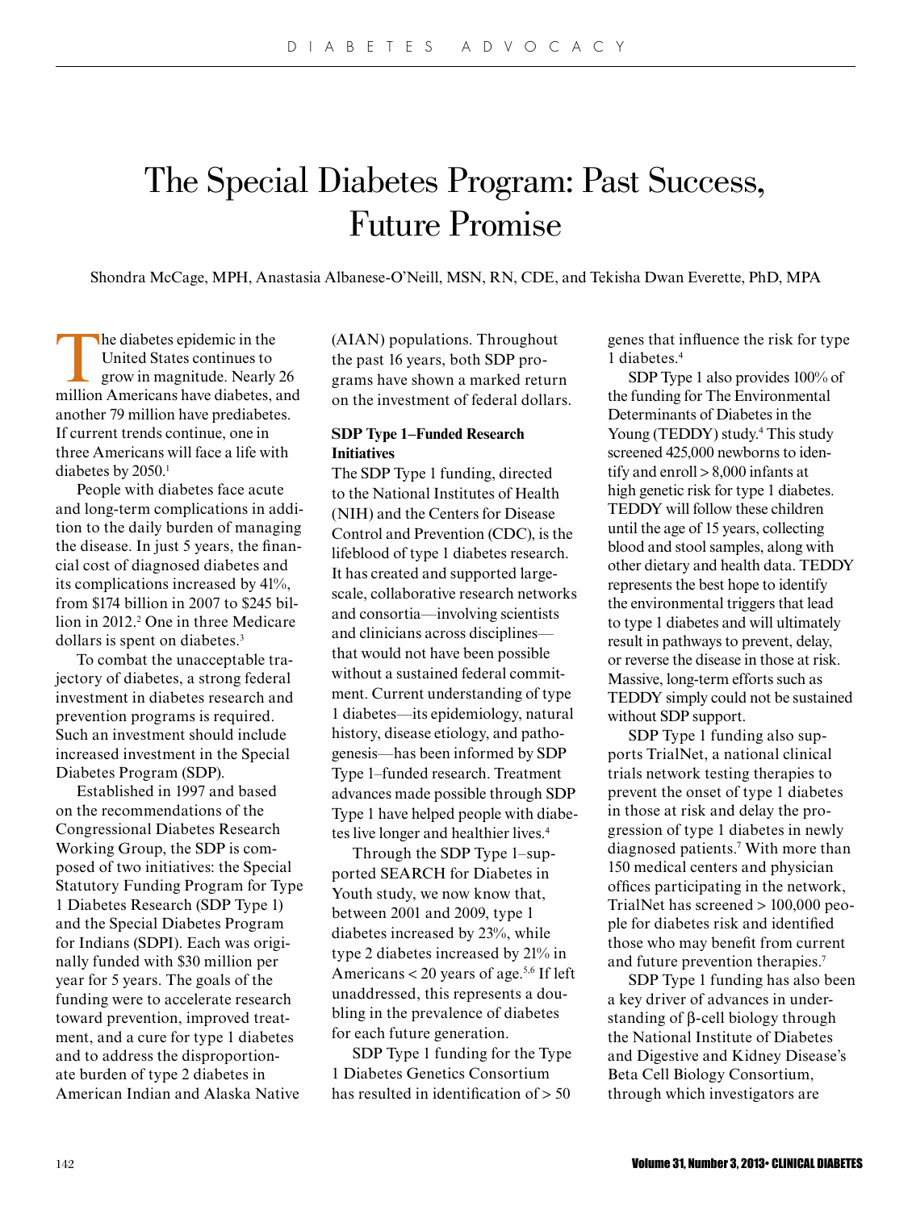# The Special Diabetes Program: Past Success, Future Promise

Shondra McCage, MPH, Anastasia Albanese-O'Neill, MSN, RN, CDE, and Tekisha Dwan Everette, PhD, MPA

The diabetes epidemic in the United States continues to grow in magnitude. Nearly 26 million Americans have diabetes, and another 79 million have prediabetes. If current trends continue, one in three Americans will face a life with diabetes by 2050.[1]

People with diabetes face acute and long-term complications in addition to the daily burden of managing the disease. In just 5 years, the financial cost of diagnosed diabetes and its complications increased by 41%, from $174 billion in 2007 to $245 billion in 2012.[2] One in three Medicare dollars is spent on diabetes.[3]

To combat the unacceptable trajectory of diabetes, a strong federal investment in diabetes research and prevention programs is required. Such an investment should include increased investment in the Special Diabetes Program (SDP).

Established in 1997 and based on the recommendations of the Congressional Diabetes Research Working Group, the SDP is composed of two initiatives: the Special Statutory Funding Program for Type 1 Diabetes Research (SDP Type 1) and the Special Diabetes Program for Indians (SDPI). Each was originally funded with $30 million per year for 5 years. The goals of the funding were to accelerate research toward prevention, improved treatment, and a cure for type 1 diabetes and to address the disproportionate burden of type 2 diabetes in American Indian and Alaska Native (AIAN) populations. Throughout the past 16 years, both SDP programs have shown a marked return on the investment of federal dollars.

**SDP Type 1–Funded Research Initiatives**

The SDP Type 1 funding, directed to the National Institutes of Health (NIH) and the Centers for Disease Control and Prevention (CDC), is the lifeblood of type 1 diabetes research. It has created and supported large-scale, collaborative research networks and consortia—involving scientists and clinicians across disciplines—that would not have been possible without a sustained federal commitment. Current understanding of type 1 diabetes—its epidemiology, natural history, disease etiology, and pathogenesis—has been informed by SDP Type 1–funded research. Treatment advances made possible through SDP Type 1 have helped people with diabetes live longer and healthier lives.[4]

Through the SDP Type 1–supported SEARCH for Diabetes in Youth study, we now know that, between 2001 and 2009, type 1 diabetes increased by 23%, while type 2 diabetes increased by 21% in Americans < 20 years of age.[5,6] If left unaddressed, this represents a doubling in the prevalence of diabetes for each future generation.

SDP Type 1 funding for the Type 1 Diabetes Genetics Consortium has resulted in identification of > 50 genes that influence the risk for type 1 diabetes.[4]

SDP Type 1 also provides 100% of the funding for The Environmental Determinants of Diabetes in the Young (TEDDY) study.[4] This study screened 425,000 newborns to identify and enroll > 8,000 infants at high genetic risk for type 1 diabetes. TEDDY will follow these children until the age of 15 years, collecting blood and stool samples, along with other dietary and health data. TEDDY represents the best hope to identify the environmental triggers that lead to type 1 diabetes and will ultimately result in pathways to prevent, delay, or reverse the disease in those at risk. Massive, long-term efforts such as TEDDY simply could not be sustained without SDP support.

SDP Type 1 funding also supports TrialNet, a national clinical trials network testing therapies to prevent the onset of type 1 diabetes in those at risk and delay the progression of type 1 diabetes in newly diagnosed patients.[7] With more than 150 medical centers and physician offices participating in the network, TrialNet has screened > 100,000 people for diabetes risk and identified those who may benefit from current and future prevention therapies.[7]

SDP Type 1 funding has also been a key driver of advances in understanding of β-cell biology through the National Institute of Diabetes and Digestive and Kidney Disease's Beta Cell Biology Consortium, through which investigators are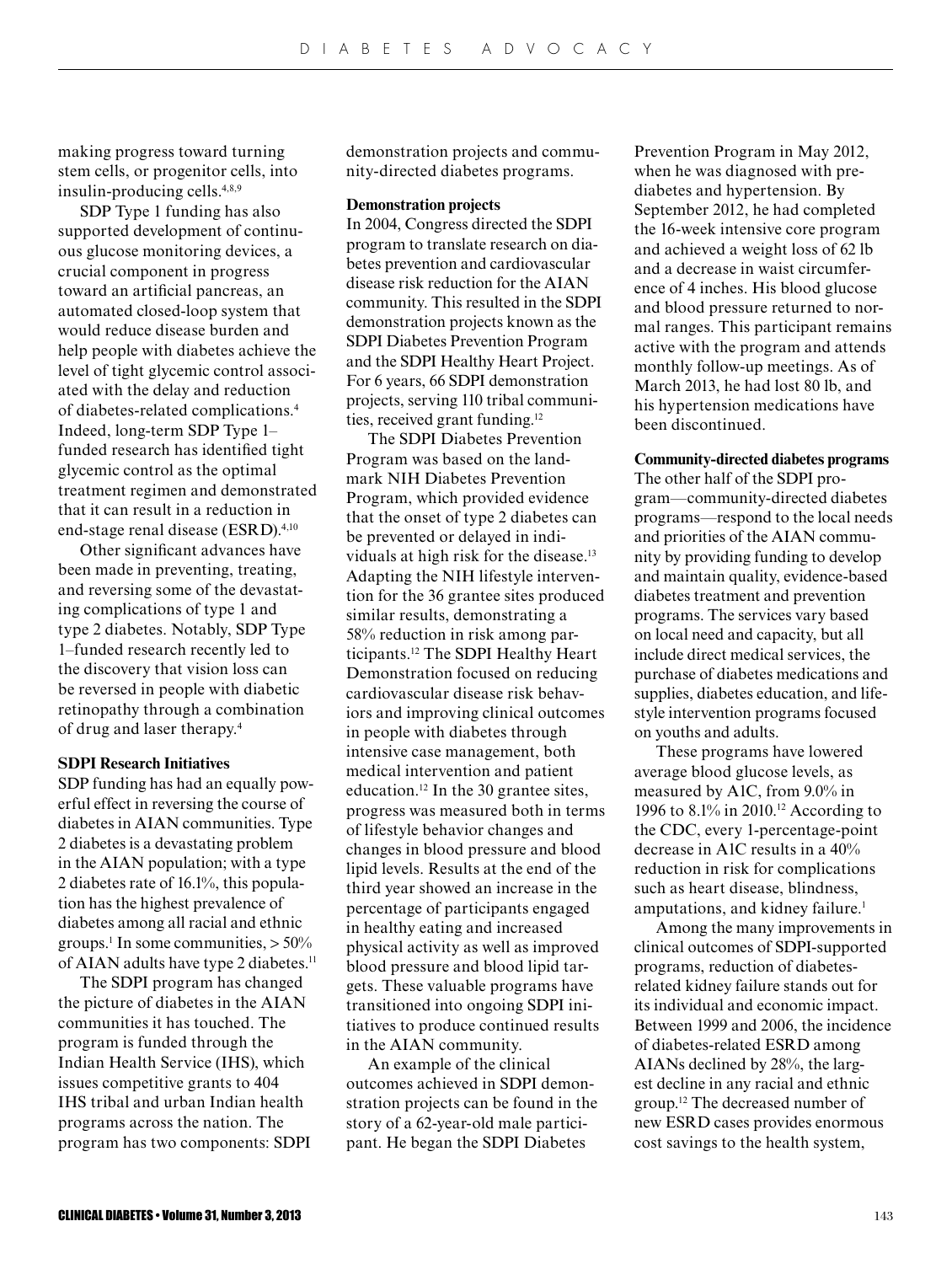making progress toward turning stem cells, or progenitor cells, into insulin-producing cells.[4,8,9]

SDP Type 1 funding has also supported development of continuous glucose monitoring devices, a crucial component in progress toward an artificial pancreas, an automated closed-loop system that would reduce disease burden and help people with diabetes achieve the level of tight glycemic control associated with the delay and reduction of diabetes-related complications.[4] Indeed, long-term SDP Type 1–funded research has identified tight glycemic control as the optimal treatment regimen and demonstrated that it can result in a reduction in end-stage renal disease (ESRD).[4,10]

Other significant advances have been made in preventing, treating, and reversing some of the devastating complications of type 1 and type 2 diabetes. Notably, SDP Type 1–funded research recently led to the discovery that vision loss can be reversed in people with diabetic retinopathy through a combination of drug and laser therapy.[4]

### SDPI Research Initiatives

SDP funding has had an equally powerful effect in reversing the course of diabetes in AIAN communities. Type 2 diabetes is a devastating problem in the AIAN population; with a type 2 diabetes rate of 16.1%, this population has the highest prevalence of diabetes among all racial and ethnic groups.[1] In some communities, > 50% of AIAN adults have type 2 diabetes.[11]

The SDPI program has changed the picture of diabetes in the AIAN communities it has touched. The program is funded through the Indian Health Service (IHS), which issues competitive grants to 404 IHS tribal and urban Indian health programs across the nation. The program has two components: SDPI demonstration projects and community-directed diabetes programs.

#### Demonstration projects

In 2004, Congress directed the SDPI program to translate research on diabetes prevention and cardiovascular disease risk reduction for the AIAN community. This resulted in the SDPI demonstration projects known as the SDPI Diabetes Prevention Program and the SDPI Healthy Heart Project. For 6 years, 66 SDPI demonstration projects, serving 110 tribal communities, received grant funding.[12]

The SDPI Diabetes Prevention Program was based on the landmark NIH Diabetes Prevention Program, which provided evidence that the onset of type 2 diabetes can be prevented or delayed in individuals at high risk for the disease.[13] Adapting the NIH lifestyle intervention for the 36 grantee sites produced similar results, demonstrating a 58% reduction in risk among participants.[12] The SDPI Healthy Heart Demonstration focused on reducing cardiovascular disease risk behaviors and improving clinical outcomes in people with diabetes through intensive case management, both medical intervention and patient education.[12] In the 30 grantee sites, progress was measured both in terms of lifestyle behavior changes and changes in blood pressure and blood lipid levels. Results at the end of the third year showed an increase in the percentage of participants engaged in healthy eating and increased physical activity as well as improved blood pressure and blood lipid targets. These valuable programs have transitioned into ongoing SDPI initiatives to produce continued results in the AIAN community.

An example of the clinical outcomes achieved in SDPI demonstration projects can be found in the story of a 62-year-old male participant. He began the SDPI Diabetes Prevention Program in May 2012, when he was diagnosed with prediabetes and hypertension. By September 2012, he had completed the 16-week intensive core program and achieved a weight loss of 62 lb and a decrease in waist circumference of 4 inches. His blood glucose and blood pressure returned to normal ranges. This participant remains active with the program and attends monthly follow-up meetings. As of March 2013, he had lost 80 lb, and his hypertension medications have been discontinued.

#### Community-directed diabetes programs

The other half of the SDPI program—community-directed diabetes programs—respond to the local needs and priorities of the AIAN community by providing funding to develop and maintain quality, evidence-based diabetes treatment and prevention programs. The services vary based on local need and capacity, but all include direct medical services, the purchase of diabetes medications and supplies, diabetes education, and lifestyle intervention programs focused on youths and adults.

These programs have lowered average blood glucose levels, as measured by A1C, from 9.0% in 1996 to 8.1% in 2010.[12] According to the CDC, every 1-percentage-point decrease in A1C results in a 40% reduction in risk for complications such as heart disease, blindness, amputations, and kidney failure.[1]

Among the many improvements in clinical outcomes of SDPI-supported programs, reduction of diabetes-related kidney failure stands out for its individual and economic impact. Between 1999 and 2006, the incidence of diabetes-related ESRD among AIANs declined by 28%, the largest decline in any racial and ethnic group.[12] The decreased number of new ESRD cases provides enormous cost savings to the health system,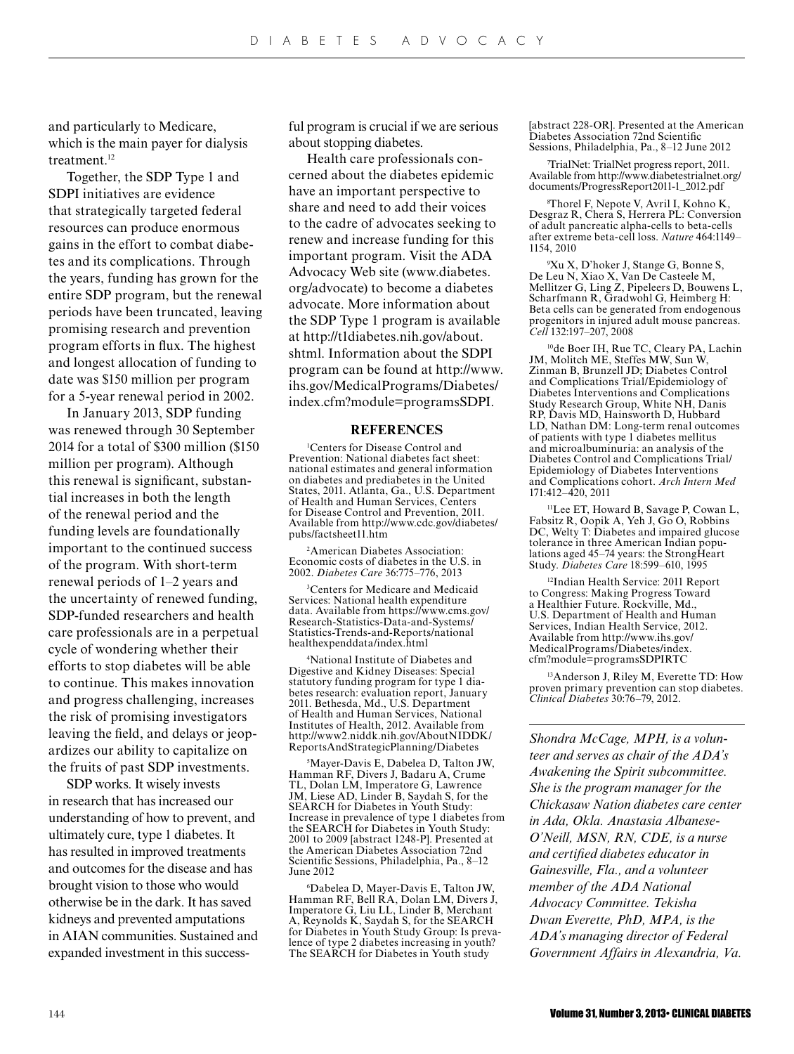and particularly to Medicare, which is the main payer for dialysis treatment.[12]

Together, the SDP Type 1 and SDPI initiatives are evidence that strategically targeted federal resources can produce enormous gains in the effort to combat diabetes and its complications. Through the years, funding has grown for the entire SDP program, but the renewal periods have been truncated, leaving promising research and prevention program efforts in flux. The highest and longest allocation of funding to date was $150 million per program for a 5-year renewal period in 2002.

In January 2013, SDP funding was renewed through 30 September 2014 for a total of $300 million ($150 million per program). Although this renewal is significant, substantial increases in both the length of the renewal period and the funding levels are foundationally important to the continued success of the program. With short-term renewal periods of 1–2 years and the uncertainty of renewed funding, SDP-funded researchers and health care professionals are in a perpetual cycle of wondering whether their efforts to stop diabetes will be able to continue. This makes innovation and progress challenging, increases the risk of promising investigators leaving the field, and delays or jeopardizes our ability to capitalize on the fruits of past SDP investments.

SDP works. It wisely invests in research that has increased our understanding of how to prevent, and ultimately cure, type 1 diabetes. It has resulted in improved treatments and outcomes for the disease and has brought vision to those who would otherwise be in the dark. It has saved kidneys and prevented amputations in AIAN communities. Sustained and expanded investment in this successful program is crucial if we are serious about stopping diabetes.

Health care professionals concerned about the diabetes epidemic have an important perspective to share and need to add their voices to the cadre of advocates seeking to renew and increase funding for this important program. Visit the ADA Advocacy Web site (www.diabetes.org/advocate) to become a diabetes advocate. More information about the SDP Type 1 program is available at http://t1diabetes.nih.gov/about.shtml. Information about the SDPI program can be found at http://www.ihs.gov/MedicalPrograms/Diabetes/index.cfm?module=programsSDPI.

## REFERENCES

1. Centers for Disease Control and Prevention: National diabetes fact sheet: national estimates and general information on diabetes and prediabetes in the United States, 2011. Atlanta, Ga., U.S. Department of Health and Human Services, Centers for Disease Control and Prevention, 2011. Available from http://www.cdc.gov/diabetes/pubs/factsheet11.htm

2. American Diabetes Association: Economic costs of diabetes in the U.S. in 2002. *Diabetes Care* 36:775–776, 2013

3. Centers for Medicare and Medicaid Services: National health expenditure data. Available from https://www.cms.gov/Research-Statistics-Data-and-Systems/Statistics-Trends-and-Reports/nationalhealthexpenddata/index.html

4. National Institute of Diabetes and Digestive and Kidney Diseases: Special statutory funding program for type 1 diabetes research: evaluation report, January 2011. Bethesda, Md., U.S. Department of Health and Human Services, National Institutes of Health, 2012. Available from http://www2.niddk.nih.gov/AboutNIDDK/ReportsAndStrategicPlanning/Diabetes

5. Mayer-Davis E, Dabelea D, Talton JW, Hamman RF, Divers J, Badaru A, Crume TL, Dolan LM, Imperatore G, Lawrence JM, Liese AD, Linder B, Saydah S, for the SEARCH for Diabetes in Youth Study: Increase in prevalence of type 1 diabetes from the SEARCH for Diabetes in Youth Study: 2001 to 2009 [abstract 1248-P]. Presented at the American Diabetes Association 72nd Scientific Sessions, Philadelphia, Pa., 8–12 June 2012

6. Dabelea D, Mayer-Davis E, Talton JW, Hamman RF, Bell RA, Dolan LM, Divers J, Imperatore G, Liu LL, Linder B, Merchant A, Reynolds K, Saydah S, for the SEARCH for Diabetes in Youth Study Group: Is prevalence of type 2 diabetes increasing in youth? The SEARCH for Diabetes in Youth study [abstract 228-OR]. Presented at the American Diabetes Association 72nd Scientific Sessions, Philadelphia, Pa., 8–12 June 2012

7. TrialNet: TrialNet progress report, 2011. Available from http://www.diabetestrialnet.org/documents/ProgressReport2011-1_2012.pdf

8. Thorel F, Nepote V, Avril I, Kohno K, Desgraz R, Chera S, Herrera PL: Conversion of adult pancreatic alpha-cells to beta-cells after extreme beta-cell loss. *Nature* 464:1149–1154, 2010

9. Xu X, D'hoker J, Stange G, Bonne S, De Leu N, Xiao X, Van De Casteele M, Mellitzer G, Ling Z, Pipeleers D, Bouwens L, Scharfmann R, Gradwohl G, Heimberg H: Beta cells can be generated from endogenous progenitors in injured adult mouse pancreas. *Cell* 132:197–207, 2008

10. de Boer IH, Rue TC, Cleary PA, Lachin JM, Molitch ME, Steffes MW, Sun W, Zinman B, Brunzell JD; Diabetes Control and Complications Trial/Epidemiology of Diabetes Interventions and Complications Study Research Group, White NH, Danis RP, Davis MD, Hainsworth D, Hubbard LD, Nathan DM: Long-term renal outcomes of patients with type 1 diabetes mellitus and microalbuminuria: an analysis of the Diabetes Control and Complications Trial/Epidemiology of Diabetes Interventions and Complications cohort. *Arch Intern Med* 171:412–420, 2011

11. Lee ET, Howard B, Savage P, Cowan L, Fabsitz R, Oopik A, Yeh J, Go O, Robbins DC, Welty T: Diabetes and impaired glucose tolerance in three American Indian populations aged 45–74 years: the StrongHeart Study. *Diabetes Care* 18:599–610, 1995

12. Indian Health Service: 2011 Report to Congress: Making Progress Toward a Healthier Future. Rockville, Md., U.S. Department of Health and Human Services, Indian Health Service, 2012. Available from http://www.ihs.gov/MedicalPrograms/Diabetes/index.cfm?module=programsSDPIRTC

13. Anderson J, Riley M, Everette TD: How proven primary prevention can stop diabetes. *Clinical Diabetes* 30:76–79, 2012.

---

*Shondra McCage, MPH, is a volunteer and serves as chair of the ADA's Awakening the Spirit subcommittee. She is the program manager for the Chickasaw Nation diabetes care center in Ada, Okla. Anastasia Albanese-O'Neill, MSN, RN, CDE, is a nurse and certified diabetes educator in Gainesville, Fla., and a volunteer member of the ADA National Advocacy Committee. Tekisha Dwan Everette, PhD, MPA, is the ADA's managing director of Federal Government Affairs in Alexandria, Va.*